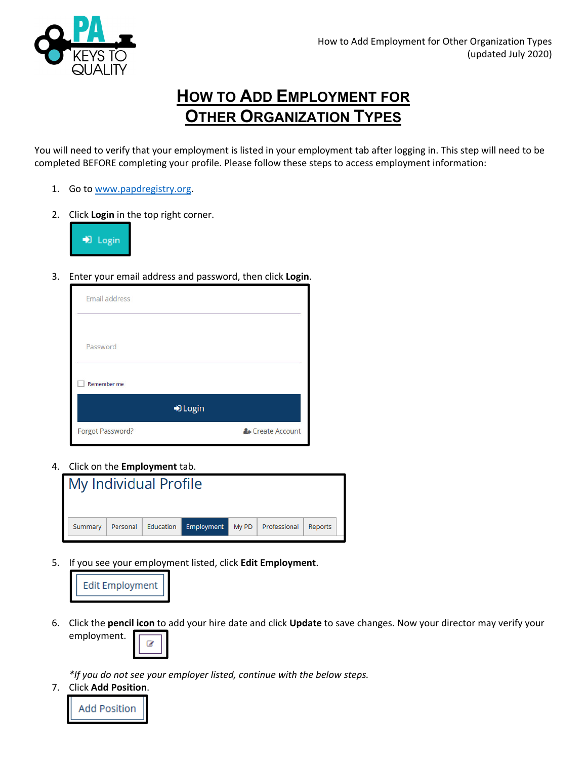# How to Add Employment for Other Organization Types

You will need to verify that your employment is listed in your employment tab after logging in. This step will need to be completed BEFORE completing your profile. Please follow these steps to access employment information:

1. Go to www.papdregistry.org.
2. Click **Login** in the top right corner.
3. Enter your email address and password, then click **Login**.
4. Click on the **Employment** tab.
5. If you see your employment listed, click **Edit Employment**.
6. Click the **pencil icon** to add your hire date and click **Update** to save changes. Now your director may verify your employment.

*\*If you do not see your employer listed, continue with the below steps.*

7. Click **Add Position**.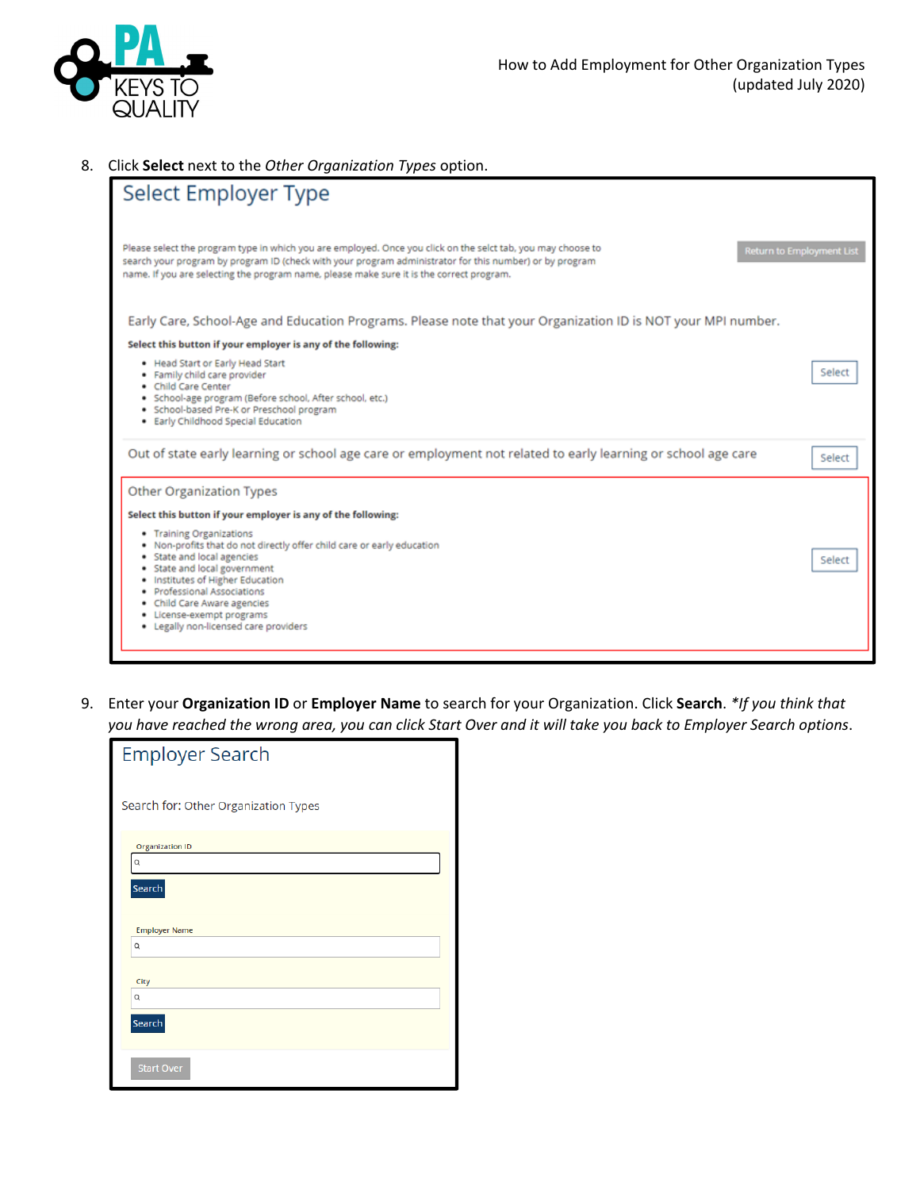8. Click **Select** next to the *Other Organization Types* option.

## Select Employer Type

Please select the program type in which you are employed. Once you click on the selct tab, you may choose to search your program by program ID (check with your program administrator for this number) or by program name. If you are selecting the program name, please make sure it is the correct program.

Return to Employment List

Early Care, School-Age and Education Programs. Please note that your Organization ID is NOT your MPI number.

**Select this button if your employer is any of the following:**

- Head Start or Early Head Start
- Family child care provider
- Child Care Center
- School-age program (Before school, After school, etc.)
- School-based Pre-K or Preschool program
- Early Childhood Special Education

Select

Out of state early learning or school age care or employment not related to early learning or school age care

Select

Other Organization Types

**Select this button if your employer is any of the following:**

- Training Organizations
- Non-profits that do not directly offer child care or early education
- State and local agencies
- State and local government
- Institutes of Higher Education
- Professional Associations
- Child Care Aware agencies
- License-exempt programs
- Legally non-licensed care providers

Select

9. Enter your **Organization ID** or **Employer Name** to search for your Organization. Click **Search**. *\*If you think that you have reached the wrong area, you can click Start Over and it will take you back to Employer Search options.*

## Employer Search

Search for: Other Organization Types

Organization ID

Search

Employer Name

City

Search

Start Over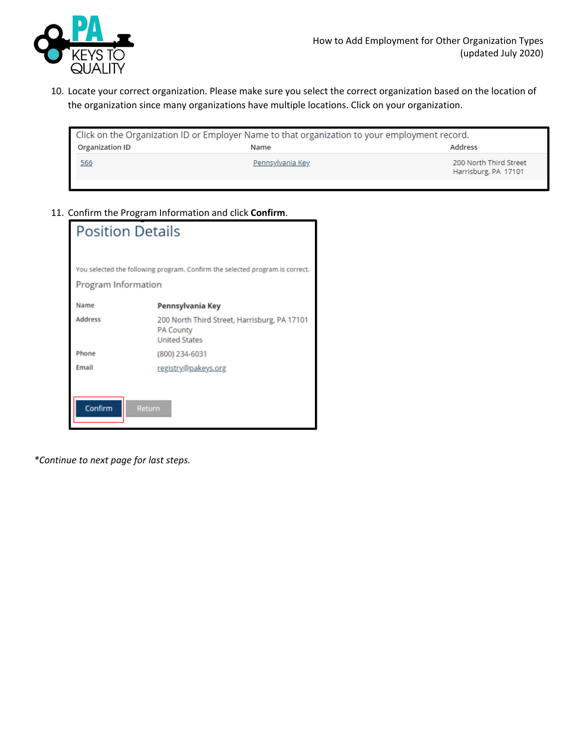10. Locate your correct organization. Please make sure you select the correct organization based on the location of the organization since many organizations have multiple locations. Click on your organization.

Click on the Organization ID or Employer Name to that organization to your employment record.

| Organization ID | Name | Address |
|---|---|---|
| 566 | Pennsylvania Key | 200 North Third Street Harrisburg, PA 17101 |

11. Confirm the Program Information and click **Confirm**.

## Position Details

You selected the following program. Confirm the selected program is correct.

Program Information

| | |
|---|---|
| Name | **Pennsylvania Key** |
| Address | 200 North Third Street, Harrisburg, PA 17101<br>PA County<br>United States |
| Phone | (800) 234-6031 |
| Email | registry@pakeys.org |

Confirm Return

*\*Continue to next page for last steps.*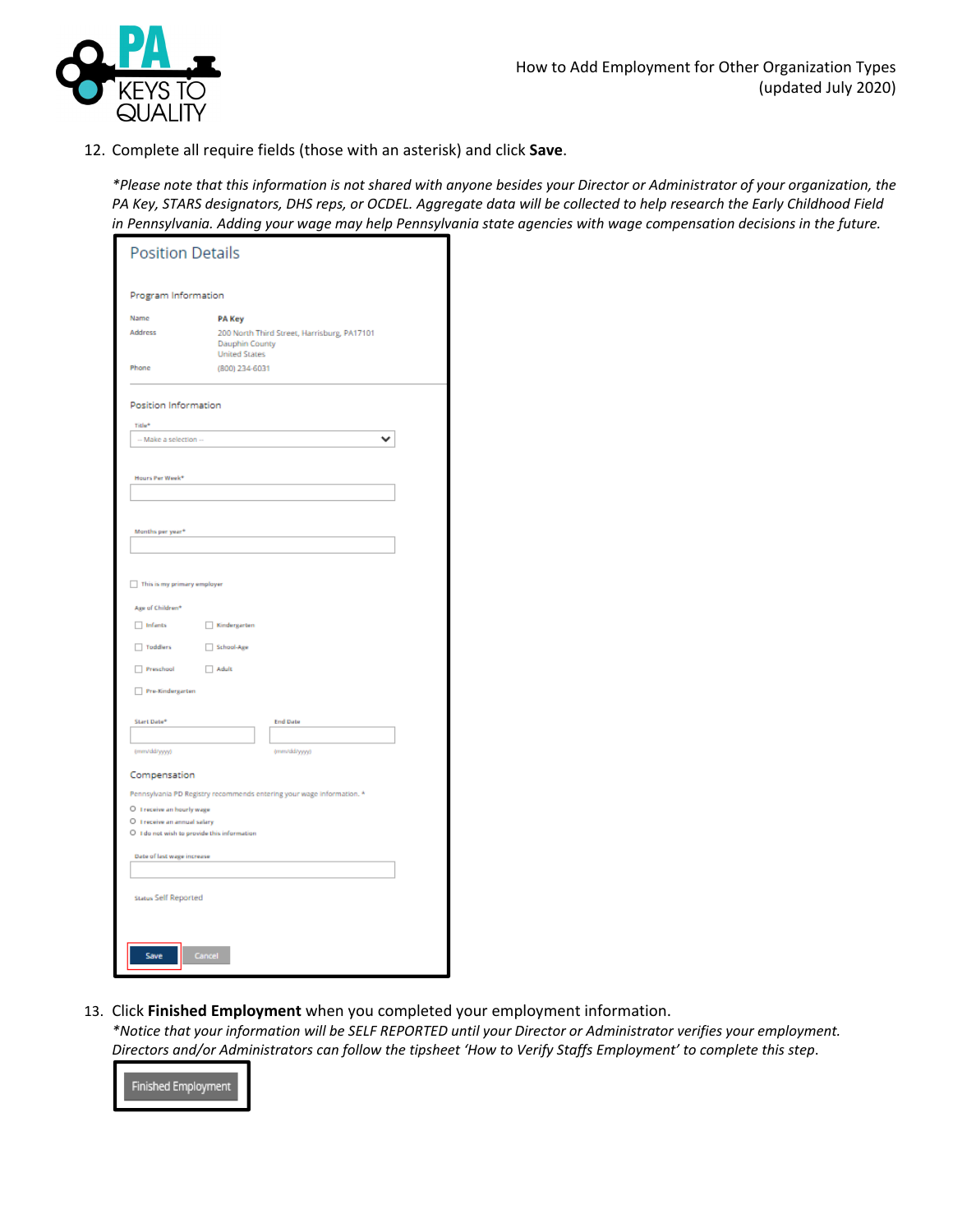12. Complete all require fields (those with an asterisk) and click **Save**.

    *\*Please note that this information is not shared with anyone besides your Director or Administrator of your organization, the PA Key, STARS designators, DHS reps, or OCDEL. Aggregate data will be collected to help research the Early Childhood Field in Pennsylvania. Adding your wage may help Pennsylvania state agencies with wage compensation decisions in the future.*

    Position Details

    Program Information

    Name: PA Key
    Address: 200 North Third Street, Harrisburg, PA17101, Dauphin County, United States
    Phone: (800) 234-6031

    Position Information

    Title*
    -- Make a selection --

    Hours Per Week*

    Months per year*

    ☐ This is my primary employer

    Age of Children*
    ☐ Infants ☐ Kindergarten
    ☐ Toddlers ☐ School-Age
    ☐ Preschool ☐ Adult
    ☐ Pre-Kindergarten

    Start Date* (mm/dd/yyyy)
    End Date (mm/dd/yyyy)

    Compensation

    Pennsylvania PD Registry recommends entering your wage information. *
    ○ I receive an hourly wage
    ○ I receive an annual salary
    ○ I do not wish to provide this information

    Date of last wage increase

    Status Self Reported

    Save Cancel

13. Click **Finished Employment** when you completed your employment information.
    *\*Notice that your information will be SELF REPORTED until your Director or Administrator verifies your employment. Directors and/or Administrators can follow the tipsheet 'How to Verify Staffs Employment' to complete this step.*

    Finished Employment